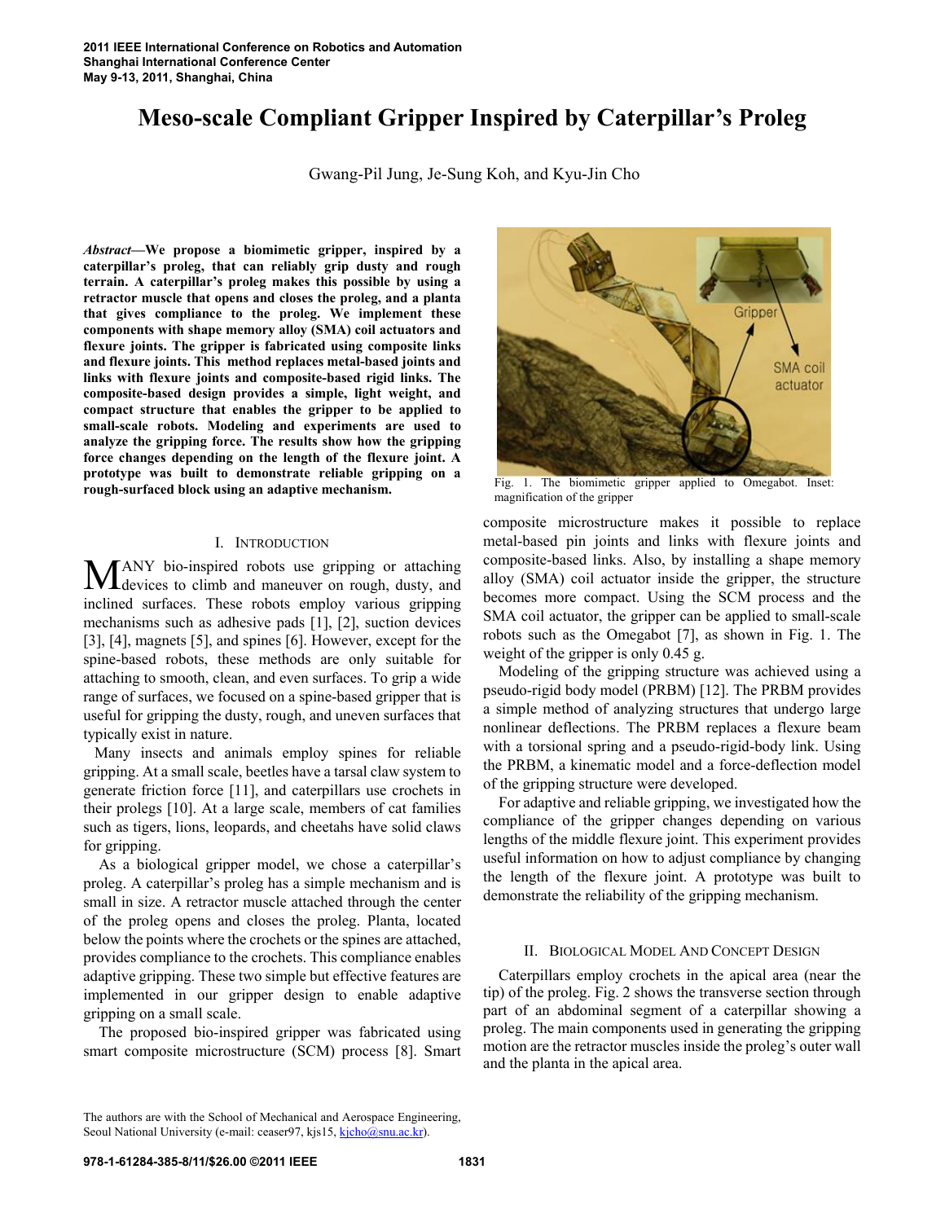# Meso-scale Compliant Gripper Inspired by Caterpillar's Proleg

Gwang-Pil Jung, Je-Sung Koh, and Kyu-Jin Cho

***Abstract*—We propose a biomimetic gripper, inspired by a caterpillar's proleg, that can reliably grip dusty and rough terrain. A caterpillar's proleg makes this possible by using a retractor muscle that opens and closes the proleg, and a planta that gives compliance to the proleg. We implement these components with shape memory alloy (SMA) coil actuators and flexure joints. The gripper is fabricated using composite links and flexure joints. This method replaces metal-based joints and links with flexure joints and composite-based rigid links. The composite-based design provides a simple, light weight, and compact structure that enables the gripper to be applied to small-scale robots. Modeling and experiments are used to analyze the gripping force. The results show how the gripping force changes depending on the length of the flexure joint. A prototype was built to demonstrate reliable gripping on a rough-surfaced block using an adaptive mechanism.**

## I. Introduction

Many bio-inspired robots use gripping or attaching devices to climb and maneuver on rough, dusty, and inclined surfaces. These robots employ various gripping mechanisms such as adhesive pads [1], [2], suction devices [3], [4], magnets [5], and spines [6]. However, except for the spine-based robots, these methods are only suitable for attaching to smooth, clean, and even surfaces. To grip a wide range of surfaces, we focused on a spine-based gripper that is useful for gripping the dusty, rough, and uneven surfaces that typically exist in nature.

Many insects and animals employ spines for reliable gripping. At a small scale, beetles have a tarsal claw system to generate friction force [11], and caterpillars use crochets in their prolegs [10]. At a large scale, members of cat families such as tigers, lions, leopards, and cheetahs have solid claws for gripping.

As a biological gripper model, we chose a caterpillar's proleg. A caterpillar's proleg has a simple mechanism and is small in size. A retractor muscle attached through the center of the proleg opens and closes the proleg. Planta, located below the points where the crochets or the spines are attached, provides compliance to the crochets. This compliance enables adaptive gripping. These two simple but effective features are implemented in our gripper design to enable adaptive gripping on a small scale.

The proposed bio-inspired gripper was fabricated using smart composite microstructure (SCM) process [8]. Smart composite microstructure makes it possible to replace metal-based pin joints and links with flexure joints and composite-based links. Also, by installing a shape memory alloy (SMA) coil actuator inside the gripper, the structure becomes more compact. Using the SCM process and the SMA coil actuator, the gripper can be applied to small-scale robots such as the Omegabot [7], as shown in Fig. 1. The weight of the gripper is only 0.45 g.

Fig. 1. The biomimetic gripper applied to Omegabot. Inset: magnification of the gripper

Modeling of the gripping structure was achieved using a pseudo-rigid body model (PRBM) [12]. The PRBM provides a simple method of analyzing structures that undergo large nonlinear deflections. The PRBM replaces a flexure beam with a torsional spring and a pseudo-rigid-body link. Using the PRBM, a kinematic model and a force-deflection model of the gripping structure were developed.

For adaptive and reliable gripping, we investigated how the compliance of the gripper changes depending on various lengths of the middle flexure joint. This experiment provides useful information on how to adjust compliance by changing the length of the flexure joint. A prototype was built to demonstrate the reliability of the gripping mechanism.

## II. Biological Model And Concept Design

Caterpillars employ crochets in the apical area (near the tip) of the proleg. Fig. 2 shows the transverse section through part of an abdominal segment of a caterpillar showing a proleg. The main components used in generating the gripping motion are the retractor muscles inside the proleg's outer wall and the planta in the apical area.

The authors are with the School of Mechanical and Aerospace Engineering, Seoul National University (e-mail: ceaser97, kjs15, kjcho@snu.ac.kr).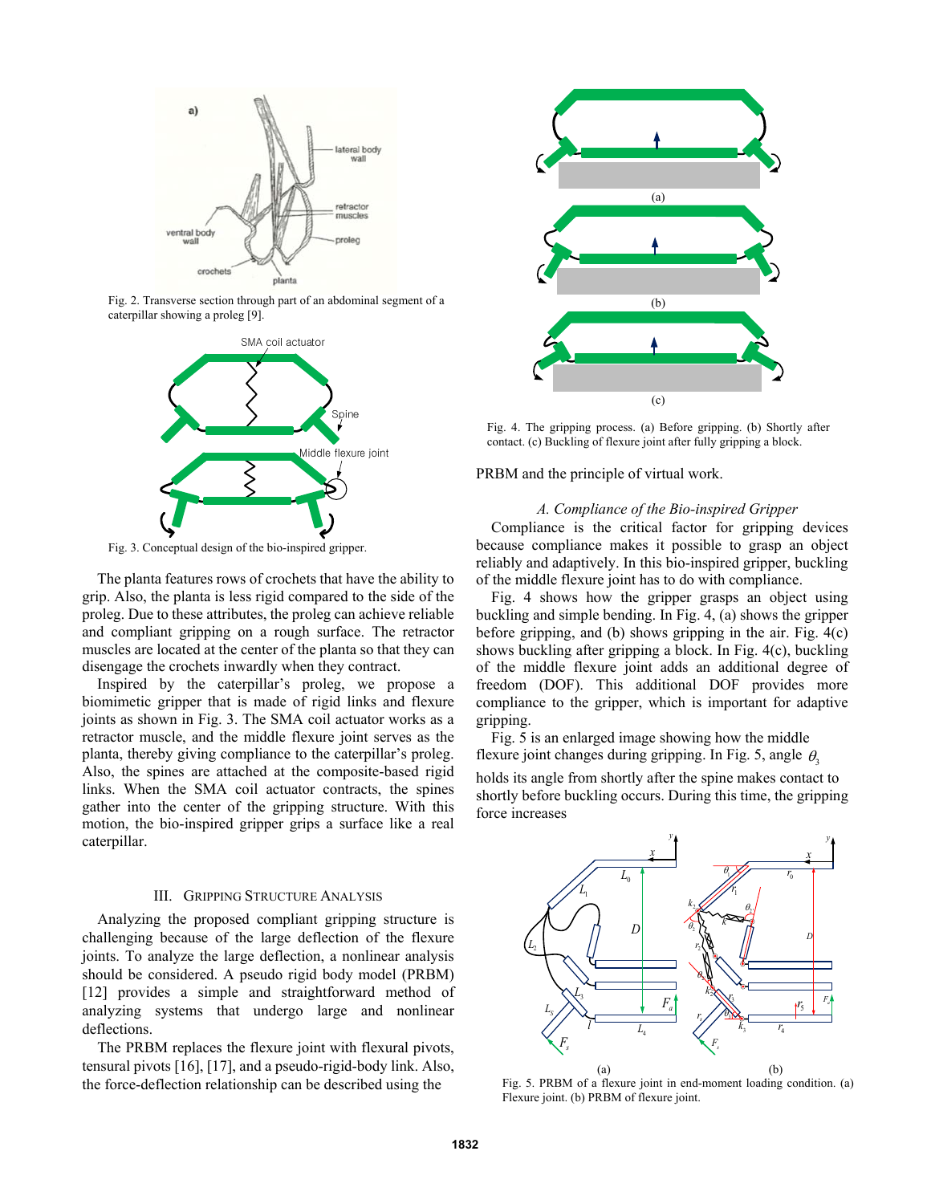Fig. 2. Transverse section through part of an abdominal segment of a caterpillar showing a proleg [9].

Fig. 3. Conceptual design of the bio-inspired gripper.

The planta features rows of crochets that have the ability to grip. Also, the planta is less rigid compared to the side of the proleg. Due to these attributes, the proleg can achieve reliable and compliant gripping on a rough surface. The retractor muscles are located at the center of the planta so that they can disengage the crochets inwardly when they contract.

Inspired by the caterpillar's proleg, we propose a biomimetic gripper that is made of rigid links and flexure joints as shown in Fig. 3. The SMA coil actuator works as a retractor muscle, and the middle flexure joint serves as the planta, thereby giving compliance to the caterpillar's proleg. Also, the spines are attached at the composite-based rigid links. When the SMA coil actuator contracts, the spines gather into the center of the gripping structure. With this motion, the bio-inspired gripper grips a surface like a real caterpillar.

## III. Gripping Structure Analysis

Analyzing the proposed compliant gripping structure is challenging because of the large deflection of the flexure joints. To analyze the large deflection, a nonlinear analysis should be considered. A pseudo rigid body model (PRBM) [12] provides a simple and straightforward method of analyzing systems that undergo large and nonlinear deflections.

The PRBM replaces the flexure joint with flexural pivots, tensural pivots [16], [17], and a pseudo-rigid-body link. Also, the force-deflection relationship can be described using the PRBM and the principle of virtual work.

Fig. 4. The gripping process. (a) Before gripping. (b) Shortly after contact. (c) Buckling of flexure joint after fully gripping a block.

### *A. Compliance of the Bio-inspired Gripper*

Compliance is the critical factor for gripping devices because compliance makes it possible to grasp an object reliably and adaptively. In this bio-inspired gripper, buckling of the middle flexure joint has to do with compliance.

Fig. 4 shows how the gripper grasps an object using buckling and simple bending. In Fig. 4, (a) shows the gripper before gripping, and (b) shows gripping in the air. Fig. 4(c) shows buckling after gripping a block. In Fig. 4(c), buckling of the middle flexure joint adds an additional degree of freedom (DOF). This additional DOF provides more compliance to the gripper, which is important for adaptive gripping.

Fig. 5 is an enlarged image showing how the middle flexure joint changes during gripping. In Fig. 5, angle $\theta_3$ holds its angle from shortly after the spine makes contact to shortly before buckling occurs. During this time, the gripping force increases

Fig. 5. PRBM of a flexure joint in end-moment loading condition. (a) Flexure joint. (b) PRBM of flexure joint.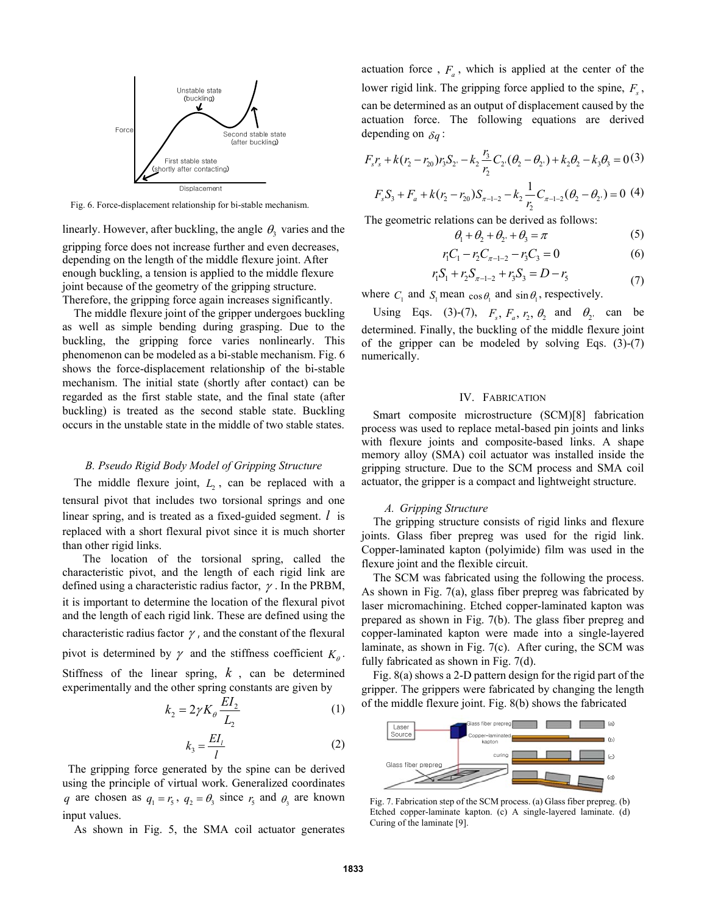Fig. 6. Force-displacement relationship for bi-stable mechanism.

linearly. However, after buckling, the angle $\theta_3$ varies and the gripping force does not increase further and even decreases, depending on the length of the middle flexure joint. After enough buckling, a tension is applied to the middle flexure joint because of the geometry of the gripping structure. Therefore, the gripping force again increases significantly.

The middle flexure joint of the gripper undergoes buckling as well as simple bending during grasping. Due to the buckling, the gripping force varies nonlinearly. This phenomenon can be modeled as a bi-stable mechanism. Fig. 6 shows the force-displacement relationship of the bi-stable mechanism. The initial state (shortly after contact) can be regarded as the first stable state, and the final state (after buckling) is treated as the second stable state. Buckling occurs in the unstable state in the middle of two stable states.

### B. Pseudo Rigid Body Model of Gripping Structure

The middle flexure joint, $L_2$, can be replaced with a tensural pivot that includes two torsional springs and one linear spring, and is treated as a fixed-guided segment. $l$ is replaced with a short flexural pivot since it is much shorter than other rigid links.

The location of the torsional spring, called the characteristic pivot, and the length of each rigid link are defined using a characteristic radius factor, $\gamma$. In the PRBM, it is important to determine the location of the flexural pivot and the length of each rigid link. These are defined using the characteristic radius factor $\gamma$, and the constant of the flexural pivot is determined by $\gamma$ and the stiffness coefficient $K_\theta$. Stiffness of the linear spring, $k$, can be determined experimentally and the other spring constants are given by

$$k_2 = 2\gamma K_\theta \frac{EI_2}{L_2} \tag{1}$$

$$k_3 = \frac{EI_l}{l} \tag{2}$$

The gripping force generated by the spine can be derived using the principle of virtual work. Generalized coordinates $q$ are chosen as $q_1 = r_5$, $q_2 = \theta_3$ since $r_5$ and $\theta_3$ are known input values.

As shown in Fig. 5, the SMA coil actuator generates actuation force, $F_a$, which is applied at the center of the lower rigid link. The gripping force applied to the spine, $F_s$, can be determined as an output of displacement caused by the actuation force. The following equations are derived depending on $\delta q$:

$$F_s r_s + k(r_2 - r_{20}) r_3 S_{2'} - k_2 \frac{r_3}{r_2} C_{2'}(\theta_2 - \theta_{2'}) + k_2\theta_2 - k_3\theta_3 = 0 \tag{3}$$

$$F_s S_3 + F_a + k(r_2 - r_{20}) S_{\pi-1-2} - k_2 \frac{1}{r_2} C_{\pi-1-2}(\theta_2 - \theta_{2'}) = 0 \tag{4}$$

The geometric relations can be derived as follows:

$$\theta_1 + \theta_2 + \theta_{2'} + \theta_3 = \pi \tag{5}$$

$$r_1 C_1 - r_2 C_{\pi-1-2} - r_3 C_3 = 0 \tag{6}$$

$$r_1 S_1 + r_2 S_{\pi-1-2} + r_3 S_3 = D - r_5 \tag{7}$$

where $C_1$ and $S_1$ mean $\cos\theta_1$ and $\sin\theta_1$, respectively.

Using Eqs. (3)-(7), $F_s$, $F_a$, $r_2$, $\theta_2$ and $\theta_{2'}$ can be determined. Finally, the buckling of the middle flexure joint of the gripper can be modeled by solving Eqs. (3)-(7) numerically.

## IV. Fabrication

Smart composite microstructure (SCM)[8] fabrication process was used to replace metal-based pin joints and links with flexure joints and composite-based links. A shape memory alloy (SMA) coil actuator was installed inside the gripping structure. Due to the SCM process and SMA coil actuator, the gripper is a compact and lightweight structure.

### A. Gripping Structure

The gripping structure consists of rigid links and flexure joints. Glass fiber prepreg was used for the rigid link. Copper-laminated kapton (polyimide) film was used in the flexure joint and the flexible circuit.

The SCM was fabricated using the following process. As shown in Fig. 7(a), glass fiber prepreg was fabricated by laser micromachining. Etched copper-laminated kapton was prepared as shown in Fig. 7(b). The glass fiber prepreg and copper-laminated kapton were made into a single-layered laminate, as shown in Fig. 7(c). After curing, the SCM was fully fabricated as shown in Fig. 7(d).

Fig. 8(a) shows a 2-D pattern design for the rigid part of the gripper. The grippers were fabricated by changing the length of the middle flexure joint. Fig. 8(b) shows the fabricated

Fig. 7. Fabrication step of the SCM process. (a) Glass fiber prepreg. (b) Etched copper-laminate kapton. (c) A single-layered laminate. (d) Curing of the laminate [9].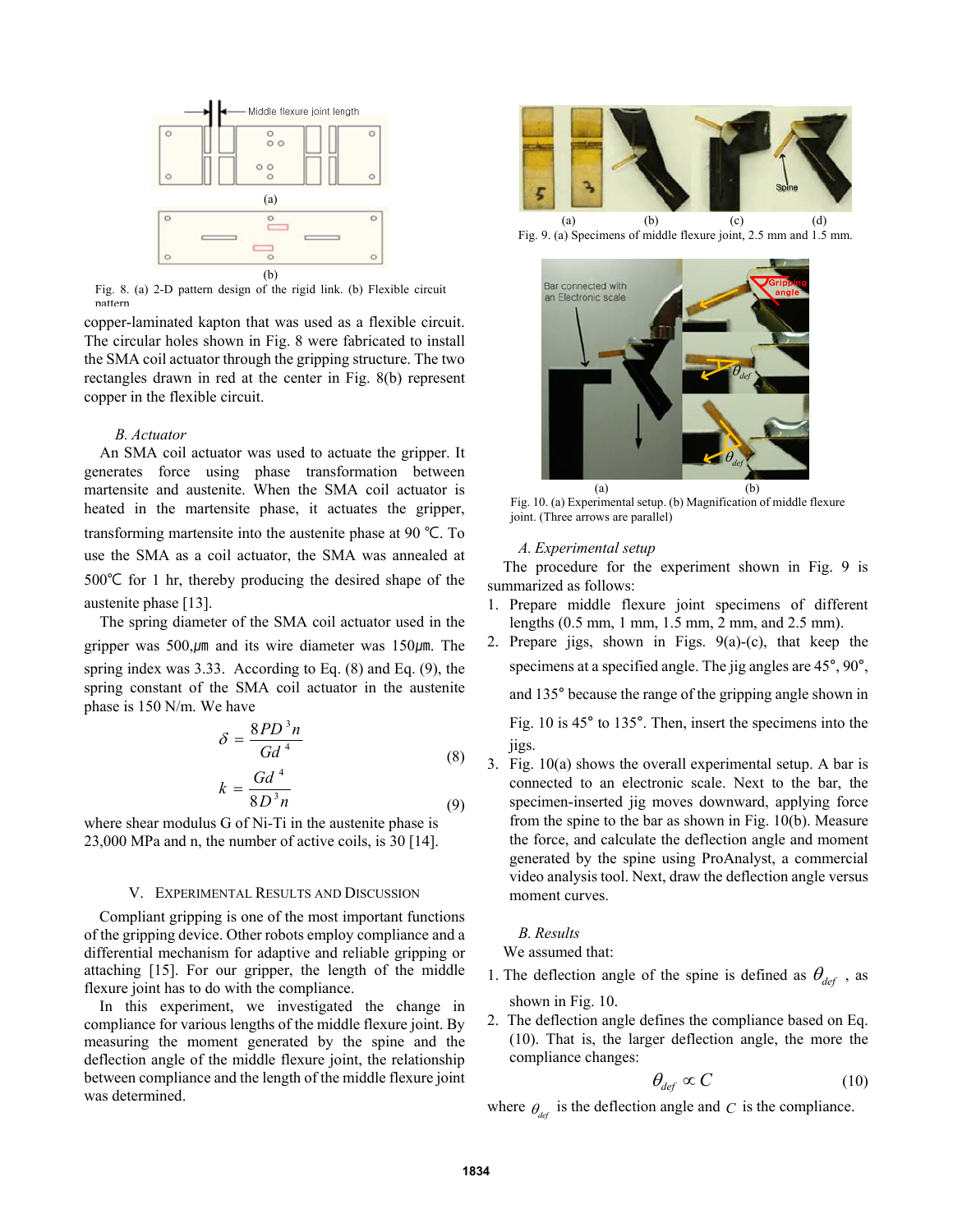Fig. 8. (a) 2-D pattern design of the rigid link. (b) Flexible circuit pattern

copper-laminated kapton that was used as a flexible circuit. The circular holes shown in Fig. 8 were fabricated to install the SMA coil actuator through the gripping structure. The two rectangles drawn in red at the center in Fig. 8(b) represent copper in the flexible circuit.

### *B. Actuator*

An SMA coil actuator was used to actuate the gripper. It generates force using phase transformation between martensite and austenite. When the SMA coil actuator is heated in the martensite phase, it actuates the gripper, transforming martensite into the austenite phase at 90 ℃. To use the SMA as a coil actuator, the SMA was annealed at 500℃ for 1 hr, thereby producing the desired shape of the austenite phase [13].

The spring diameter of the SMA coil actuator used in the gripper was 500,㎛ and its wire diameter was 150㎛. The spring index was 3.33. According to Eq. (8) and Eq. (9), the spring constant of the SMA coil actuator in the austenite phase is 150 N/m. We have

$$\delta = \frac{8PD^3 n}{Gd^4} \tag{8}$$

$$k = \frac{Gd^4}{8D^3 n} \tag{9}$$

where shear modulus G of Ni-Ti in the austenite phase is 23,000 MPa and n, the number of active coils, is 30 [14].

## V. Experimental Results and Discussion

Compliant gripping is one of the most important functions of the gripping device. Other robots employ compliance and a differential mechanism for adaptive and reliable gripping or attaching [15]. For our gripper, the length of the middle flexure joint has to do with the compliance.

In this experiment, we investigated the change in compliance for various lengths of the middle flexure joint. By measuring the moment generated by the spine and the deflection angle of the middle flexure joint, the relationship between compliance and the length of the middle flexure joint was determined.

Fig. 9. (a) Specimens of middle flexure joint, 2.5 mm and 1.5 mm.

Fig. 10. (a) Experimental setup. (b) Magnification of middle flexure joint. (Three arrows are parallel)

### *A. Experimental setup*

The procedure for the experiment shown in Fig. 9 is summarized as follows:

1. Prepare middle flexure joint specimens of different lengths (0.5 mm, 1 mm, 1.5 mm, 2 mm, and 2.5 mm).
2. Prepare jigs, shown in Figs. 9(a)-(c), that keep the specimens at a specified angle. The jig angles are 45°, 90°, and 135° because the range of the gripping angle shown in Fig. 10 is 45° to 135°. Then, insert the specimens into the jigs.
3. Fig. 10(a) shows the overall experimental setup. A bar is connected to an electronic scale. Next to the bar, the specimen-inserted jig moves downward, applying force from the spine to the bar as shown in Fig. 10(b). Measure the force, and calculate the deflection angle and moment generated by the spine using ProAnalyst, a commercial video analysis tool. Next, draw the deflection angle versus moment curves.

### *B. Results*

We assumed that:

1. The deflection angle of the spine is defined as $\theta_{def}$ , as shown in Fig. 10.
2. The deflection angle defines the compliance based on Eq. (10). That is, the larger deflection angle, the more the compliance changes:

$$\theta_{def} \propto C \tag{10}$$

where $\theta_{def}$ is the deflection angle and $C$ is the compliance.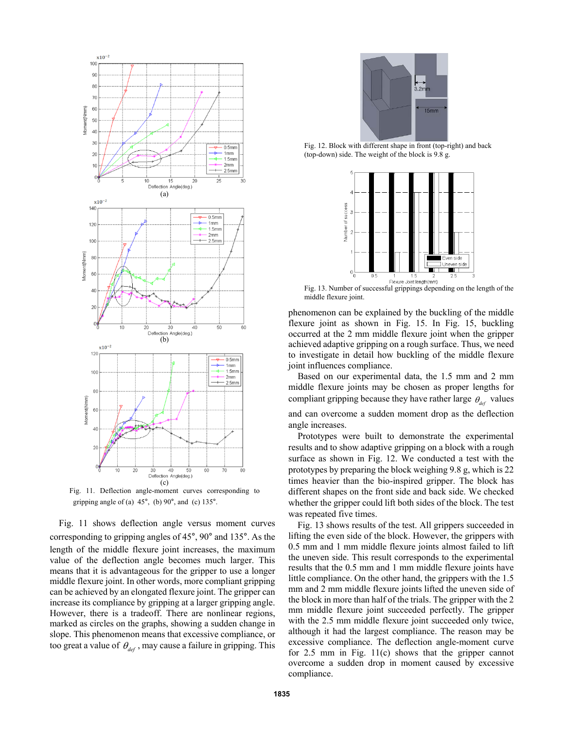Fig. 11. Deflection angle-moment curves corresponding to gripping angle of (a) 45°, (b) 90°, and (c) 135°.

Fig. 11 shows deflection angle versus moment curves corresponding to gripping angles of 45°, 90° and 135°. As the length of the middle flexure joint increases, the maximum value of the deflection angle becomes much larger. This means that it is advantageous for the gripper to use a longer middle flexure joint. In other words, more compliant gripping can be achieved by an elongated flexure joint. The gripper can increase its compliance by gripping at a larger gripping angle. However, there is a tradeoff. There are nonlinear regions, marked as circles on the graphs, showing a sudden change in slope. This phenomenon means that excessive compliance, or too great a value of $\theta_{def}$, may cause a failure in gripping. This phenomenon can be explained by the buckling of the middle flexure joint as shown in Fig. 15. In Fig. 15, buckling occurred at the 2 mm middle flexure joint when the gripper achieved adaptive gripping on a rough surface. Thus, we need to investigate in detail how buckling of the middle flexure joint influences compliance.

Based on our experimental data, the 1.5 mm and 2 mm middle flexure joints may be chosen as proper lengths for compliant gripping because they have rather large $\theta_{def}$ values and can overcome a sudden moment drop as the deflection angle increases.

Prototypes were built to demonstrate the experimental results and to show adaptive gripping on a block with a rough surface as shown in Fig. 12. We conducted a test with the prototypes by preparing the block weighing 9.8 g, which is 22 times heavier than the bio-inspired gripper. The block has different shapes on the front side and back side. We checked whether the gripper could lift both sides of the block. The test was repeated five times.

Fig. 12. Block with different shape in front (top-right) and back (top-down) side. The weight of the block is 9.8 g.

Fig. 13. Number of successful grippings depending on the length of the middle flexure joint.

Fig. 13 shows results of the test. All grippers succeeded in lifting the even side of the block. However, the grippers with 0.5 mm and 1 mm middle flexure joints almost failed to lift the uneven side. This result corresponds to the experimental results that the 0.5 mm and 1 mm middle flexure joints have little compliance. On the other hand, the grippers with the 1.5 mm and 2 mm middle flexure joints lifted the uneven side of the block in more than half of the trials. The gripper with the 2 mm middle flexure joint succeeded perfectly. The gripper with the 2.5 mm middle flexure joint succeeded only twice, although it had the largest compliance. The reason may be excessive compliance. The deflection angle-moment curve for 2.5 mm in Fig. 11(c) shows that the gripper cannot overcome a sudden drop in moment caused by excessive compliance.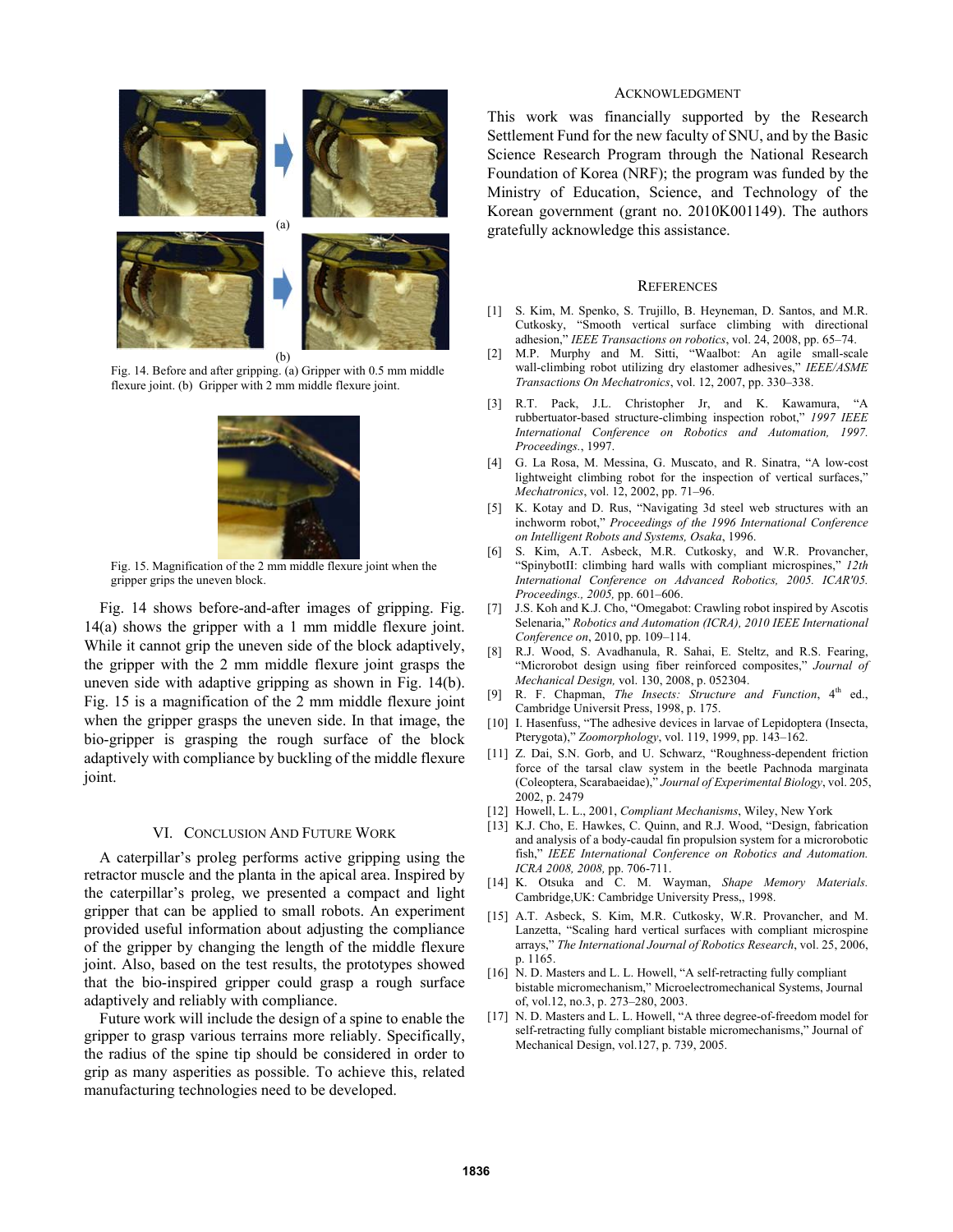(a)

(b)

Fig. 14. Before and after gripping. (a) Gripper with 0.5 mm middle flexure joint. (b) Gripper with 2 mm middle flexure joint.

Fig. 15. Magnification of the 2 mm middle flexure joint when the gripper grips the uneven block.

Fig. 14 shows before-and-after images of gripping. Fig. 14(a) shows the gripper with a 1 mm middle flexure joint. While it cannot grip the uneven side of the block adaptively, the gripper with the 2 mm middle flexure joint grasps the uneven side with adaptive gripping as shown in Fig. 14(b). Fig. 15 is a magnification of the 2 mm middle flexure joint when the gripper grasps the uneven side. In that image, the bio-gripper is grasping the rough surface of the block adaptively with compliance by buckling of the middle flexure joint.

## VI. Conclusion And Future Work

A caterpillar's proleg performs active gripping using the retractor muscle and the planta in the apical area. Inspired by the caterpillar's proleg, we presented a compact and light gripper that can be applied to small robots. An experiment provided useful information about adjusting the compliance of the gripper by changing the length of the middle flexure joint. Also, based on the test results, the prototypes showed that the bio-inspired gripper could grasp a rough surface adaptively and reliably with compliance.

Future work will include the design of a spine to enable the gripper to grasp various terrains more reliably. Specifically, the radius of the spine tip should be considered in order to grip as many asperities as possible. To achieve this, related manufacturing technologies need to be developed.

## Acknowledgment

This work was financially supported by the Research Settlement Fund for the new faculty of SNU, and by the Basic Science Research Program through the National Research Foundation of Korea (NRF); the program was funded by the Ministry of Education, Science, and Technology of the Korean government (grant no. 2010K001149). The authors gratefully acknowledge this assistance.

## References

[1] S. Kim, M. Spenko, S. Trujillo, B. Heyneman, D. Santos, and M.R. Cutkosky, "Smooth vertical surface climbing with directional adhesion," *IEEE Transactions on robotics*, vol. 24, 2008, pp. 65–74.

[2] M.P. Murphy and M. Sitti, "Waalbot: An agile small-scale wall-climbing robot utilizing dry elastomer adhesives," *IEEE/ASME Transactions On Mechatronics*, vol. 12, 2007, pp. 330–338.

[3] R.T. Pack, J.L. Christopher Jr, and K. Kawamura, "A rubbertuator-based structure-climbing inspection robot," *1997 IEEE International Conference on Robotics and Automation, 1997. Proceedings.*, 1997.

[4] G. La Rosa, M. Messina, G. Muscato, and R. Sinatra, "A low-cost lightweight climbing robot for the inspection of vertical surfaces," *Mechatronics*, vol. 12, 2002, pp. 71–96.

[5] K. Kotay and D. Rus, "Navigating 3d steel web structures with an inchworm robot," *Proceedings of the 1996 International Conference on Intelligent Robots and Systems, Osaka*, 1996.

[6] S. Kim, A.T. Asbeck, M.R. Cutkosky, and W.R. Provancher, "SpinybotII: climbing hard walls with compliant microspines," *12th International Conference on Advanced Robotics, 2005. ICAR'05. Proceedings., 2005,* pp. 601–606.

[7] J.S. Koh and K.J. Cho, "Omegabot: Crawling robot inspired by Ascotis Selenaria," *Robotics and Automation (ICRA), 2010 IEEE International Conference on*, 2010, pp. 109–114.

[8] R.J. Wood, S. Avadhanula, R. Sahai, E. Steltz, and R.S. Fearing, "Microrobot design using fiber reinforced composites," *Journal of Mechanical Design,* vol. 130, 2008, p. 052304.

[9] R. F. Chapman, *The Insects: Structure and Function*, 4th ed., Cambridge Universit Press, 1998, p. 175.

[10] I. Hasenfuss, "The adhesive devices in larvae of Lepidoptera (Insecta, Pterygota)," *Zoomorphology*, vol. 119, 1999, pp. 143–162.

[11] Z. Dai, S.N. Gorb, and U. Schwarz, "Roughness-dependent friction force of the tarsal claw system in the beetle Pachnoda marginata (Coleoptera, Scarabaeidae)," *Journal of Experimental Biology*, vol. 205, 2002, p. 2479

[12] Howell, L. L., 2001, *Compliant Mechanisms*, Wiley, New York

[13] K.J. Cho, E. Hawkes, C. Quinn, and R.J. Wood, "Design, fabrication and analysis of a body-caudal fin propulsion system for a microrobotic fish," *IEEE International Conference on Robotics and Automation. ICRA 2008, 2008,* pp. 706-711.

[14] K. Otsuka and C. M. Wayman, *Shape Memory Materials.* Cambridge,UK: Cambridge University Press,, 1998.

[15] A.T. Asbeck, S. Kim, M.R. Cutkosky, W.R. Provancher, and M. Lanzetta, "Scaling hard vertical surfaces with compliant microspine arrays," *The International Journal of Robotics Research*, vol. 25, 2006, p. 1165.

[16] N. D. Masters and L. L. Howell, "A self-retracting fully compliant bistable micromechanism," Microelectromechanical Systems, Journal of, vol.12, no.3, p. 273–280, 2003.

[17] N. D. Masters and L. L. Howell, "A three degree-of-freedom model for self-retracting fully compliant bistable micromechanisms," Journal of Mechanical Design, vol.127, p. 739, 2005.